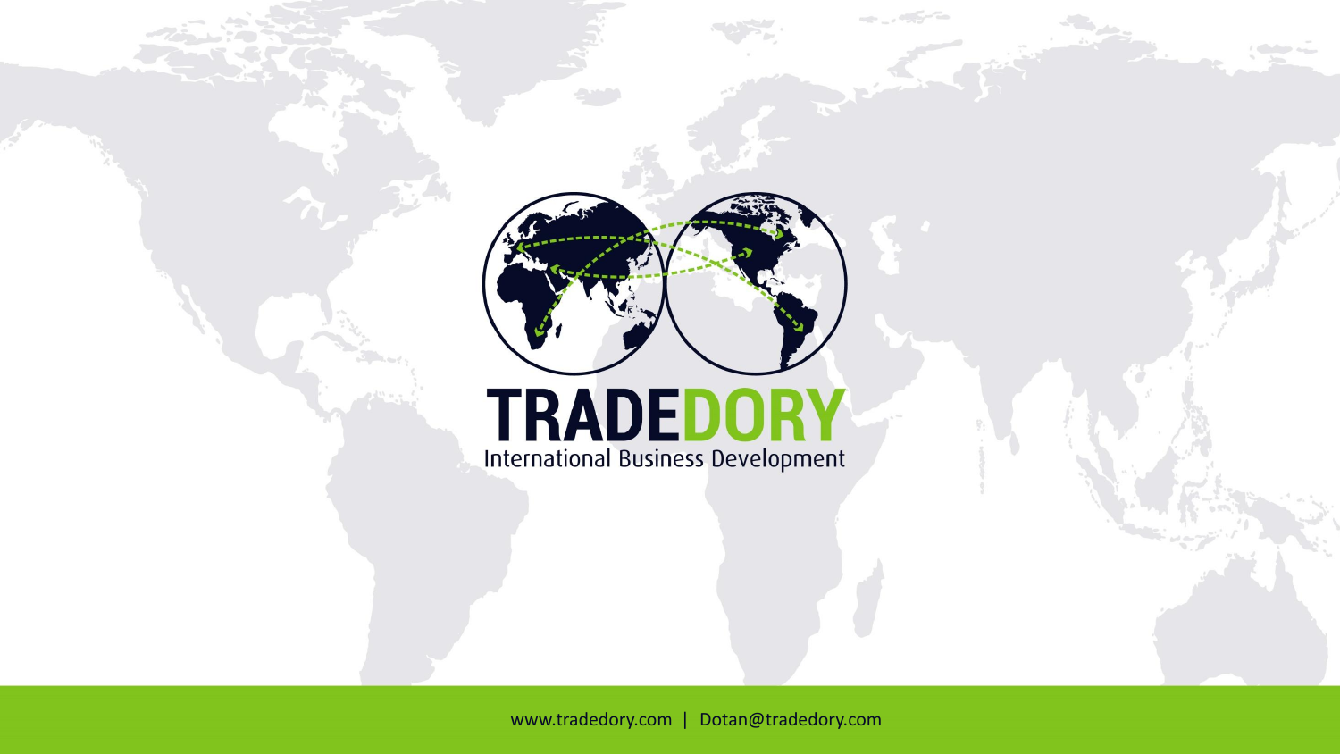# TRADEDORY

International Business Development

www.tradedory.com | Dotan@tradedory.com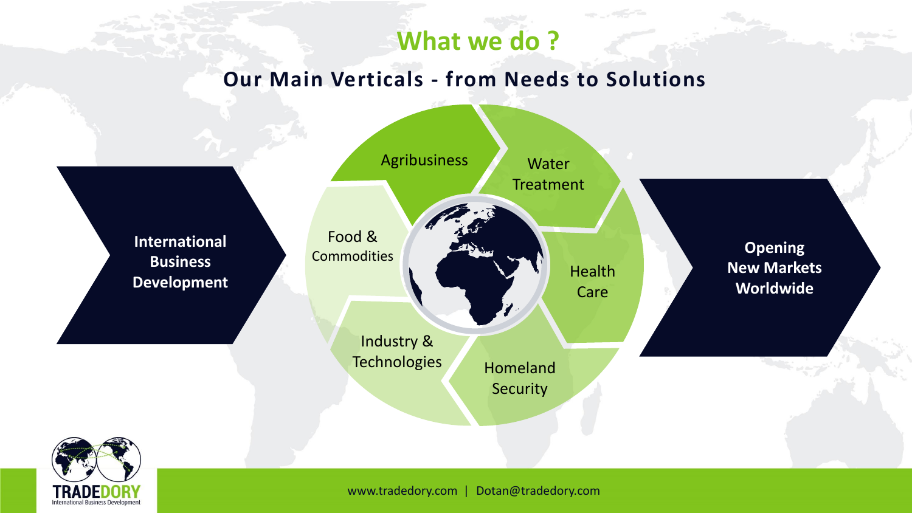# What we do ?

## Our Main Verticals - from Needs to Solutions

**International Business Development**

- Agribusiness
- Water Treatment
- Health Care
- Homeland Security
- Industry & Technologies
- Food & Commodities

**Opening New Markets Worldwide**

TRADEDORY International Business Development

www.tradedory.com | Dotan@tradedory.com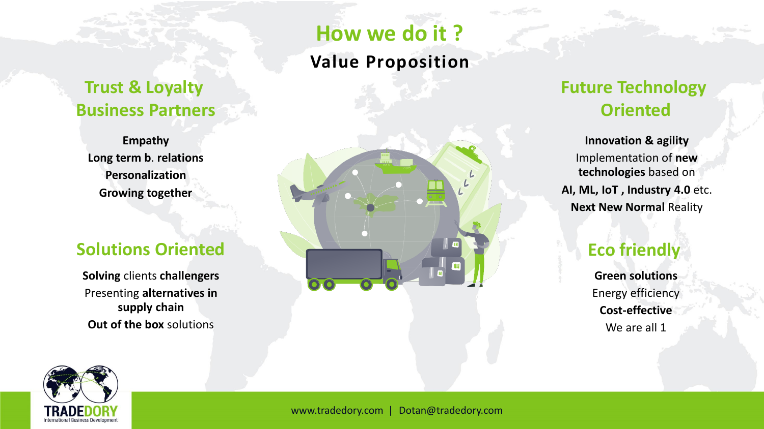# How we do it ?

## Value Proposition

### Trust & Loyalty Business Partners

**Empathy**
**Long term b. relations**
**Personalization**
**Growing together**

### Solutions Oriented

**Solving** clients **challengers**
Presenting **alternatives in supply chain**
**Out of the box** solutions

### Future Technology Oriented

**Innovation & agility**
Implementation of **new technologies** based on
**AI, ML, IoT , Industry 4.0** etc.
**Next New Normal** Reality

### Eco friendly

**Green solutions**
Energy efficiency
**Cost-effective**
We are all 1

TRADEDORY International Business Development

www.tradedory.com | Dotan@tradedory.com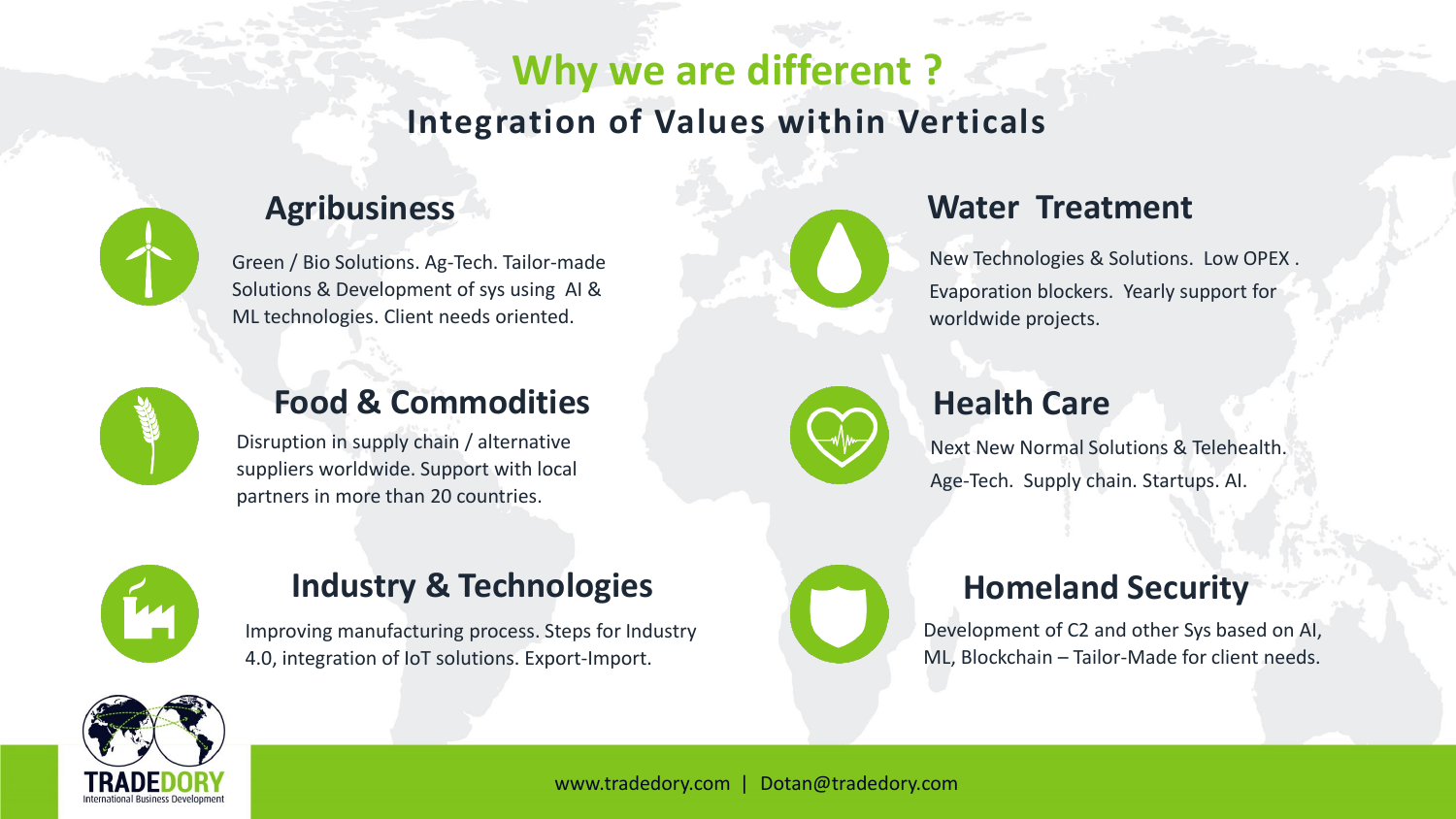# Why we are different ?

## Integration of Values within Verticals

### Agribusiness

Green / Bio Solutions. Ag-Tech. Tailor-made Solutions & Development of sys using AI & ML technologies. Client needs oriented.

### Food & Commodities

Disruption in supply chain / alternative suppliers worldwide. Support with local partners in more than 20 countries.

### Industry & Technologies

Improving manufacturing process. Steps for Industry 4.0, integration of IoT solutions. Export-Import.

### Water Treatment

New Technologies & Solutions. Low OPEX . Evaporation blockers. Yearly support for worldwide projects.

### Health Care

Next New Normal Solutions & Telehealth. Age-Tech. Supply chain. Startups. AI.

### Homeland Security

Development of C2 and other Sys based on AI, ML, Blockchain – Tailor-Made for client needs.

TRADEDORY
International Business Development

www.tradedory.com | Dotan@tradedory.com